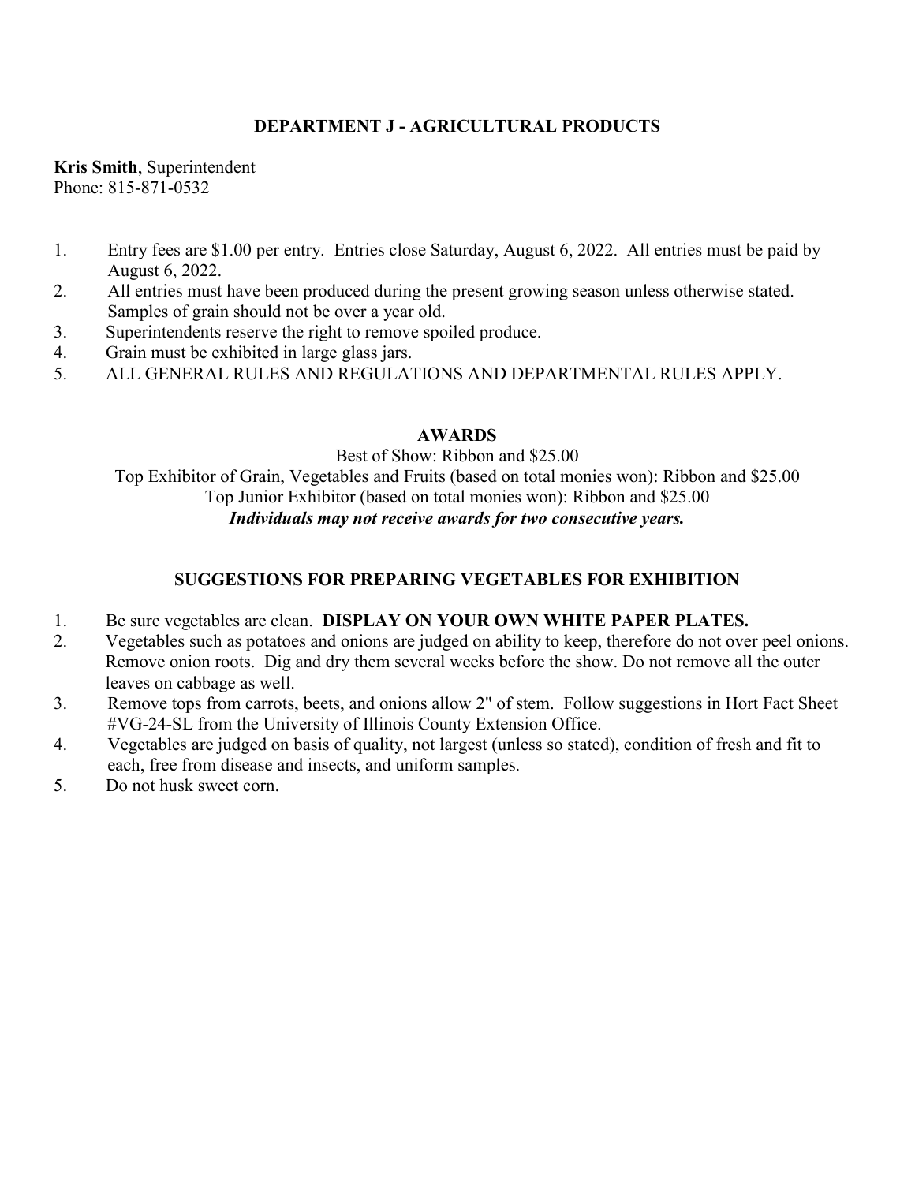## DEPARTMENT J - AGRICULTURAL PRODUCTS

**Kris Smith**, Superintendent
Phone: 815-871-0532

1. Entry fees are $1.00 per entry. Entries close Saturday, August 6, 2022. All entries must be paid by August 6, 2022.
2. All entries must have been produced during the present growing season unless otherwise stated. Samples of grain should not be over a year old.
3. Superintendents reserve the right to remove spoiled produce.
4. Grain must be exhibited in large glass jars.
5. ALL GENERAL RULES AND REGULATIONS AND DEPARTMENTAL RULES APPLY.

### AWARDS

Best of Show: Ribbon and $25.00
Top Exhibitor of Grain, Vegetables and Fruits (based on total monies won): Ribbon and $25.00
Top Junior Exhibitor (based on total monies won): Ribbon and $25.00
***Individuals may not receive awards for two consecutive years.***

### SUGGESTIONS FOR PREPARING VEGETABLES FOR EXHIBITION

1. Be sure vegetables are clean. **DISPLAY ON YOUR OWN WHITE PAPER PLATES.**
2. Vegetables such as potatoes and onions are judged on ability to keep, therefore do not over peel onions. Remove onion roots. Dig and dry them several weeks before the show. Do not remove all the outer leaves on cabbage as well.
3. Remove tops from carrots, beets, and onions allow 2" of stem. Follow suggestions in Hort Fact Sheet #VG-24-SL from the University of Illinois County Extension Office.
4. Vegetables are judged on basis of quality, not largest (unless so stated), condition of fresh and fit to each, free from disease and insects, and uniform samples.
5. Do not husk sweet corn.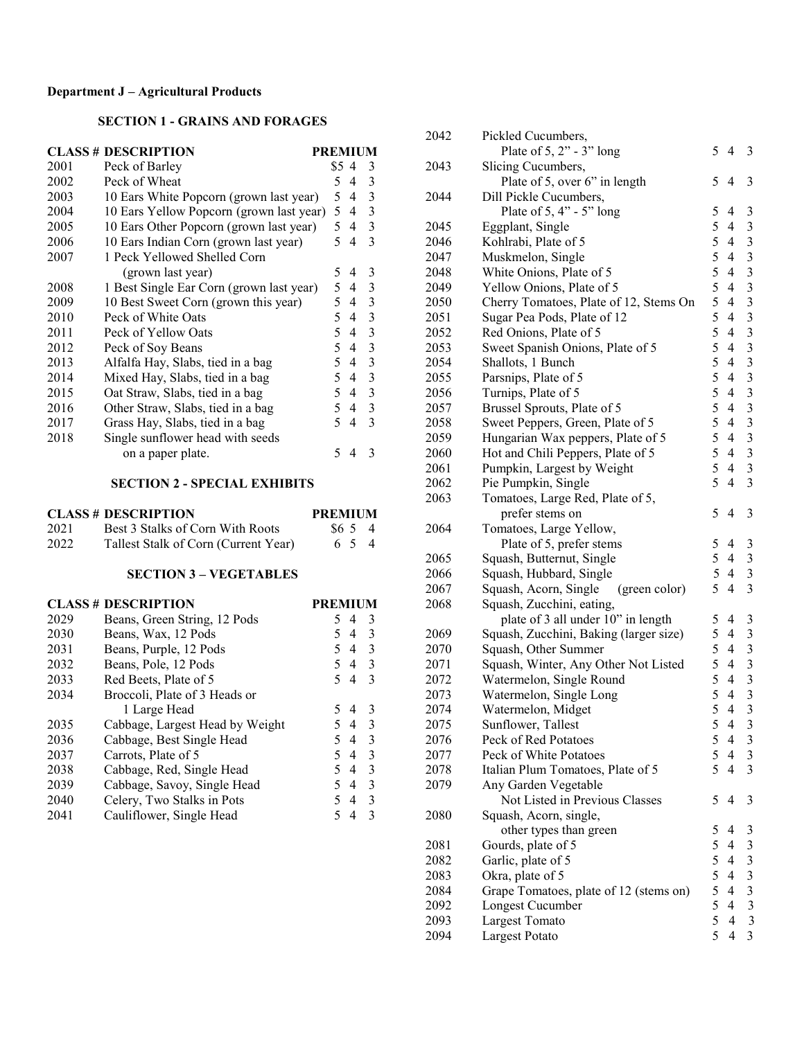**Department J – Agricultural Products**

### SECTION 1 - GRAINS AND FORAGES

| CLASS # | DESCRIPTION | PREMIUM | | |
|---|---|---|---|---|
| 2001 | Peck of Barley | $5 | 4 | 3 |
| 2002 | Peck of Wheat | 5 | 4 | 3 |
| 2003 | 10 Ears White Popcorn (grown last year) | 5 | 4 | 3 |
| 2004 | 10 Ears Yellow Popcorn (grown last year) | 5 | 4 | 3 |
| 2005 | 10 Ears Other Popcorn (grown last year) | 5 | 4 | 3 |
| 2006 | 10 Ears Indian Corn (grown last year) | 5 | 4 | 3 |
| 2007 | 1 Peck Yellowed Shelled Corn (grown last year) | 5 | 4 | 3 |
| 2008 | 1 Best Single Ear Corn (grown last year) | 5 | 4 | 3 |
| 2009 | 10 Best Sweet Corn (grown this year) | 5 | 4 | 3 |
| 2010 | Peck of White Oats | 5 | 4 | 3 |
| 2011 | Peck of Yellow Oats | 5 | 4 | 3 |
| 2012 | Peck of Soy Beans | 5 | 4 | 3 |
| 2013 | Alfalfa Hay, Slabs, tied in a bag | 5 | 4 | 3 |
| 2014 | Mixed Hay, Slabs, tied in a bag | 5 | 4 | 3 |
| 2015 | Oat Straw, Slabs, tied in a bag | 5 | 4 | 3 |
| 2016 | Other Straw, Slabs, tied in a bag | 5 | 4 | 3 |
| 2017 | Grass Hay, Slabs, tied in a bag | 5 | 4 | 3 |
| 2018 | Single sunflower head with seeds on a paper plate. | 5 | 4 | 3 |

### SECTION 2 - SPECIAL EXHIBITS

| CLASS # | DESCRIPTION | PREMIUM | | |
|---|---|---|---|---|
| 2021 | Best 3 Stalks of Corn With Roots | $6 | 5 | 4 |
| 2022 | Tallest Stalk of Corn (Current Year) | 6 | 5 | 4 |

### SECTION 3 – VEGETABLES

| CLASS # | DESCRIPTION | PREMIUM | | |
|---|---|---|---|---|
| 2029 | Beans, Green String, 12 Pods | 5 | 4 | 3 |
| 2030 | Beans, Wax, 12 Pods | 5 | 4 | 3 |
| 2031 | Beans, Purple, 12 Pods | 5 | 4 | 3 |
| 2032 | Beans, Pole, 12 Pods | 5 | 4 | 3 |
| 2033 | Red Beets, Plate of 5 | 5 | 4 | 3 |
| 2034 | Broccoli, Plate of 3 Heads or 1 Large Head | 5 | 4 | 3 |
| 2035 | Cabbage, Largest Head by Weight | 5 | 4 | 3 |
| 2036 | Cabbage, Best Single Head | 5 | 4 | 3 |
| 2037 | Carrots, Plate of 5 | 5 | 4 | 3 |
| 2038 | Cabbage, Red, Single Head | 5 | 4 | 3 |
| 2039 | Cabbage, Savoy, Single Head | 5 | 4 | 3 |
| 2040 | Celery, Two Stalks in Pots | 5 | 4 | 3 |
| 2041 | Cauliflower, Single Head | 5 | 4 | 3 |
| 2042 | Pickled Cucumbers, Plate of 5, 2" - 3" long | 5 | 4 | 3 |
| 2043 | Slicing Cucumbers, Plate of 5, over 6" in length | 5 | 4 | 3 |
| 2044 | Dill Pickle Cucumbers, Plate of 5, 4" - 5" long | 5 | 4 | 3 |
| 2045 | Eggplant, Single | 5 | 4 | 3 |
| 2046 | Kohlrabi, Plate of 5 | 5 | 4 | 3 |
| 2047 | Muskmelon, Single | 5 | 4 | 3 |
| 2048 | White Onions, Plate of 5 | 5 | 4 | 3 |
| 2049 | Yellow Onions, Plate of 5 | 5 | 4 | 3 |
| 2050 | Cherry Tomatoes, Plate of 12, Stems On | 5 | 4 | 3 |
| 2051 | Sugar Pea Pods, Plate of 12 | 5 | 4 | 3 |
| 2052 | Red Onions, Plate of 5 | 5 | 4 | 3 |
| 2053 | Sweet Spanish Onions, Plate of 5 | 5 | 4 | 3 |
| 2054 | Shallots, 1 Bunch | 5 | 4 | 3 |
| 2055 | Parsnips, Plate of 5 | 5 | 4 | 3 |
| 2056 | Turnips, Plate of 5 | 5 | 4 | 3 |
| 2057 | Brussel Sprouts, Plate of 5 | 5 | 4 | 3 |
| 2058 | Sweet Peppers, Green, Plate of 5 | 5 | 4 | 3 |
| 2059 | Hungarian Wax peppers, Plate of 5 | 5 | 4 | 3 |
| 2060 | Hot and Chili Peppers, Plate of 5 | 5 | 4 | 3 |
| 2061 | Pumpkin, Largest by Weight | 5 | 4 | 3 |
| 2062 | Pie Pumpkin, Single | 5 | 4 | 3 |
| 2063 | Tomatoes, Large Red, Plate of 5, prefer stems on | 5 | 4 | 3 |
| 2064 | Tomatoes, Large Yellow, Plate of 5, prefer stems | 5 | 4 | 3 |
| 2065 | Squash, Butternut, Single | 5 | 4 | 3 |
| 2066 | Squash, Hubbard, Single | 5 | 4 | 3 |
| 2067 | Squash, Acorn, Single (green color) | 5 | 4 | 3 |
| 2068 | Squash, Zucchini, eating, plate of 3 all under 10" in length | 5 | 4 | 3 |
| 2069 | Squash, Zucchini, Baking (larger size) | 5 | 4 | 3 |
| 2070 | Squash, Other Summer | 5 | 4 | 3 |
| 2071 | Squash, Winter, Any Other Not Listed | 5 | 4 | 3 |
| 2072 | Watermelon, Single Round | 5 | 4 | 3 |
| 2073 | Watermelon, Single Long | 5 | 4 | 3 |
| 2074 | Watermelon, Midget | 5 | 4 | 3 |
| 2075 | Sunflower, Tallest | 5 | 4 | 3 |
| 2076 | Peck of Red Potatoes | 5 | 4 | 3 |
| 2077 | Peck of White Potatoes | 5 | 4 | 3 |
| 2078 | Italian Plum Tomatoes, Plate of 5 | 5 | 4 | 3 |
| 2079 | Any Garden Vegetable Not Listed in Previous Classes | 5 | 4 | 3 |
| 2080 | Squash, Acorn, single, other types than green | 5 | 4 | 3 |
| 2081 | Gourds, plate of 5 | 5 | 4 | 3 |
| 2082 | Garlic, plate of 5 | 5 | 4 | 3 |
| 2083 | Okra, plate of 5 | 5 | 4 | 3 |
| 2084 | Grape Tomatoes, plate of 12 (stems on) | 5 | 4 | 3 |
| 2092 | Longest Cucumber | 5 | 4 | 3 |
| 2093 | Largest Tomato | 5 | 4 | 3 |
| 2094 | Largest Potato | 5 | 4 | 3 |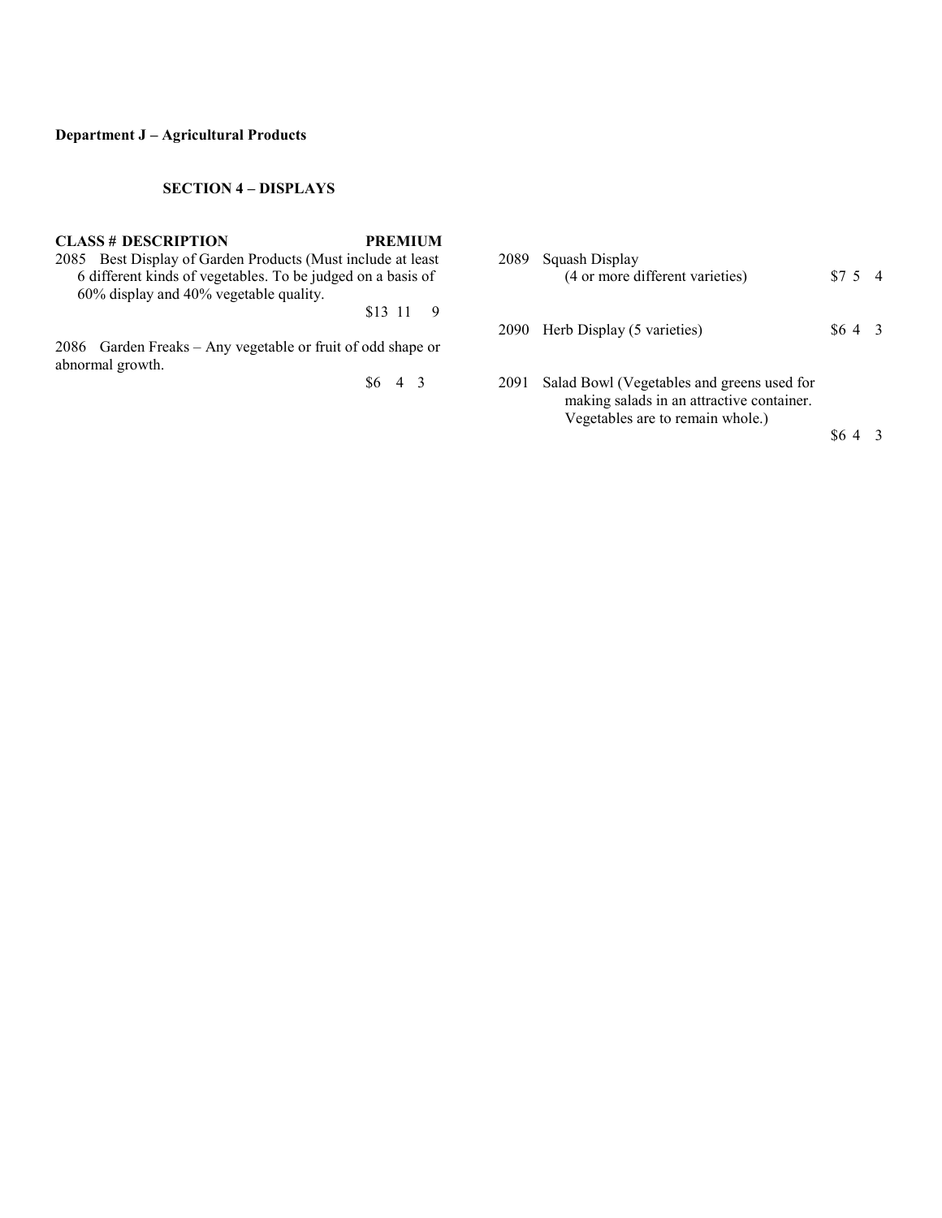**Department J – Agricultural Products**

## SECTION 4 – DISPLAYS

| CLASS # | DESCRIPTION | PREMIUM |
|---|---|---|
| 2085 | Best Display of Garden Products (Must include at least 6 different kinds of vegetables. To be judged on a basis of 60% display and 40% vegetable quality. | $13 11 9 |
| 2086 | Garden Freaks – Any vegetable or fruit of odd shape or abnormal growth. | $6 4 3 |
| 2089 | Squash Display (4 or more different varieties) | $7 5 4 |
| 2090 | Herb Display (5 varieties) | $6 4 3 |
| 2091 | Salad Bowl (Vegetables and greens used for making salads in an attractive container. Vegetables are to remain whole.) | $6 4 3 |